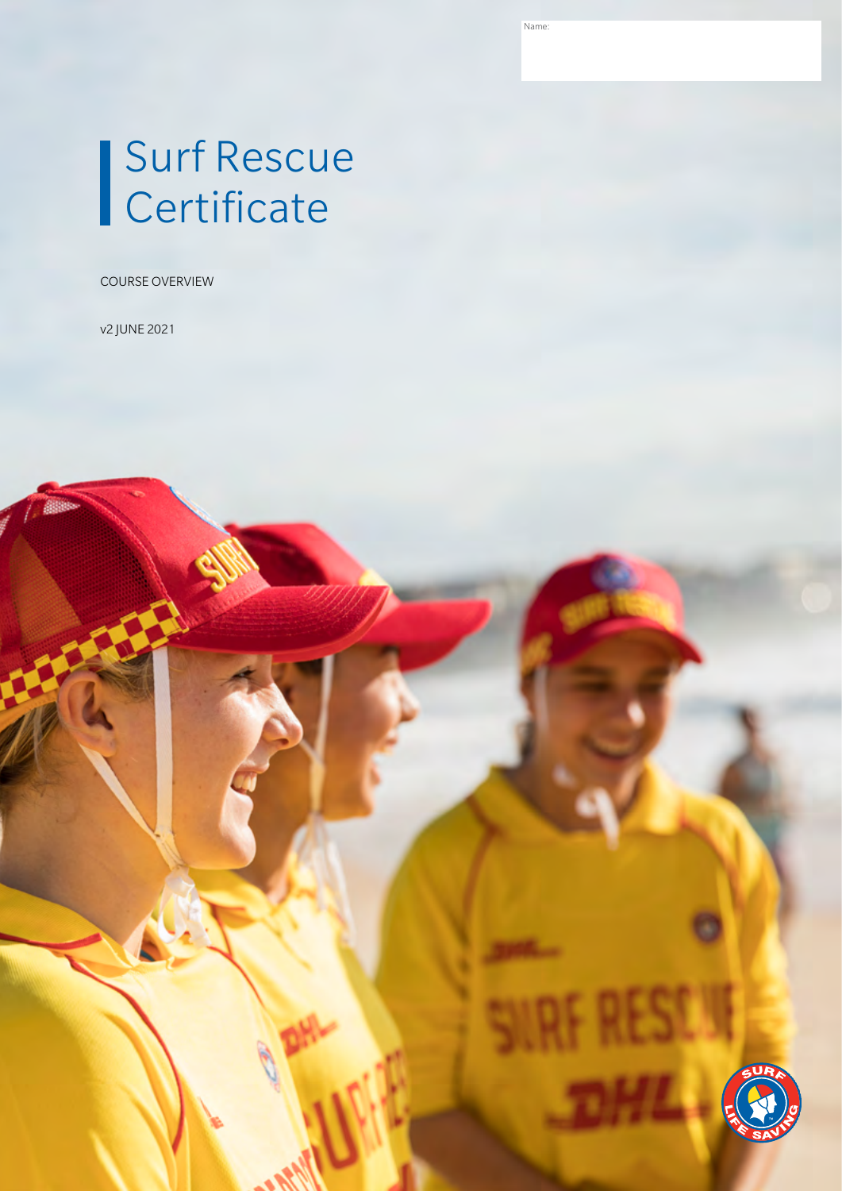Name:

# Surf Rescue Certificate

COURSE OVERVIEW

v2 JUNE 2021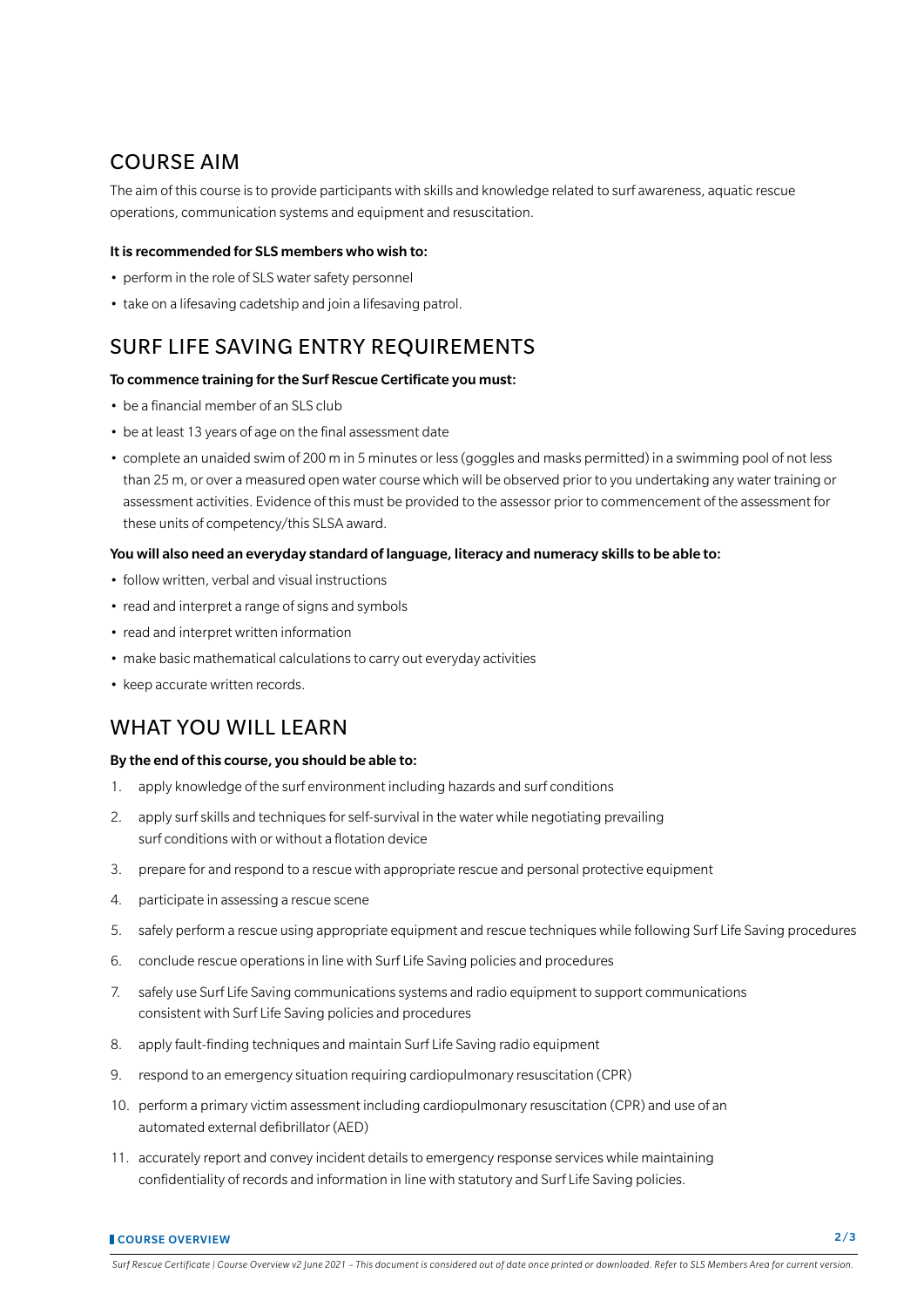## COURSE AIM

The aim of this course is to provide participants with skills and knowledge related to surf awareness, aquatic rescue operations, communication systems and equipment and resuscitation.

**It is recommended for SLS members who wish to:**

- perform in the role of SLS water safety personnel
- take on a lifesaving cadetship and join a lifesaving patrol.

## SURF LIFE SAVING ENTRY REQUIREMENTS

**To commence training for the Surf Rescue Certificate you must:**

- be a financial member of an SLS club
- be at least 13 years of age on the final assessment date
- complete an unaided swim of 200 m in 5 minutes or less (goggles and masks permitted) in a swimming pool of not less than 25 m, or over a measured open water course which will be observed prior to you undertaking any water training or assessment activities. Evidence of this must be provided to the assessor prior to commencement of the assessment for these units of competency/this SLSA award.

**You will also need an everyday standard of language, literacy and numeracy skills to be able to:**

- follow written, verbal and visual instructions
- read and interpret a range of signs and symbols
- read and interpret written information
- make basic mathematical calculations to carry out everyday activities
- keep accurate written records.

## WHAT YOU WILL LEARN

**By the end of this course, you should be able to:**

1. apply knowledge of the surf environment including hazards and surf conditions
2. apply surf skills and techniques for self-survival in the water while negotiating prevailing surf conditions with or without a flotation device
3. prepare for and respond to a rescue with appropriate rescue and personal protective equipment
4. participate in assessing a rescue scene
5. safely perform a rescue using appropriate equipment and rescue techniques while following Surf Life Saving procedures
6. conclude rescue operations in line with Surf Life Saving policies and procedures
7. safely use Surf Life Saving communications systems and radio equipment to support communications consistent with Surf Life Saving policies and procedures
8. apply fault-finding techniques and maintain Surf Life Saving radio equipment
9. respond to an emergency situation requiring cardiopulmonary resuscitation (CPR)
10. perform a primary victim assessment including cardiopulmonary resuscitation (CPR) and use of an automated external defibrillator (AED)
11. accurately report and convey incident details to emergency response services while maintaining confidentiality of records and information in line with statutory and Surf Life Saving policies.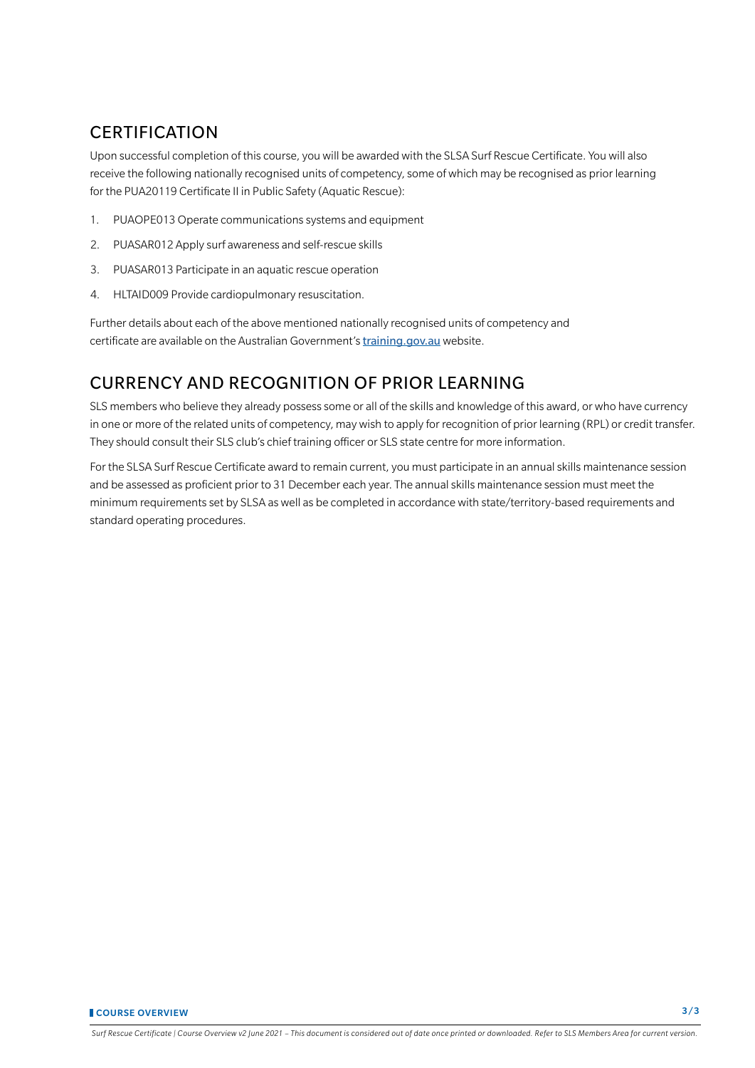## CERTIFICATION

Upon successful completion of this course, you will be awarded with the SLSA Surf Rescue Certificate. You will also receive the following nationally recognised units of competency, some of which may be recognised as prior learning for the PUA20119 Certificate II in Public Safety (Aquatic Rescue):

1. PUAOPE013 Operate communications systems and equipment
2. PUASAR012 Apply surf awareness and self-rescue skills
3. PUASAR013 Participate in an aquatic rescue operation
4. HLTAID009 Provide cardiopulmonary resuscitation.

Further details about each of the above mentioned nationally recognised units of competency and certificate are available on the Australian Government's training.gov.au website.

## CURRENCY AND RECOGNITION OF PRIOR LEARNING

SLS members who believe they already possess some or all of the skills and knowledge of this award, or who have currency in one or more of the related units of competency, may wish to apply for recognition of prior learning (RPL) or credit transfer. They should consult their SLS club's chief training officer or SLS state centre for more information.

For the SLSA Surf Rescue Certificate award to remain current, you must participate in an annual skills maintenance session and be assessed as proficient prior to 31 December each year. The annual skills maintenance session must meet the minimum requirements set by SLSA as well as be completed in accordance with state/territory-based requirements and standard operating procedures.